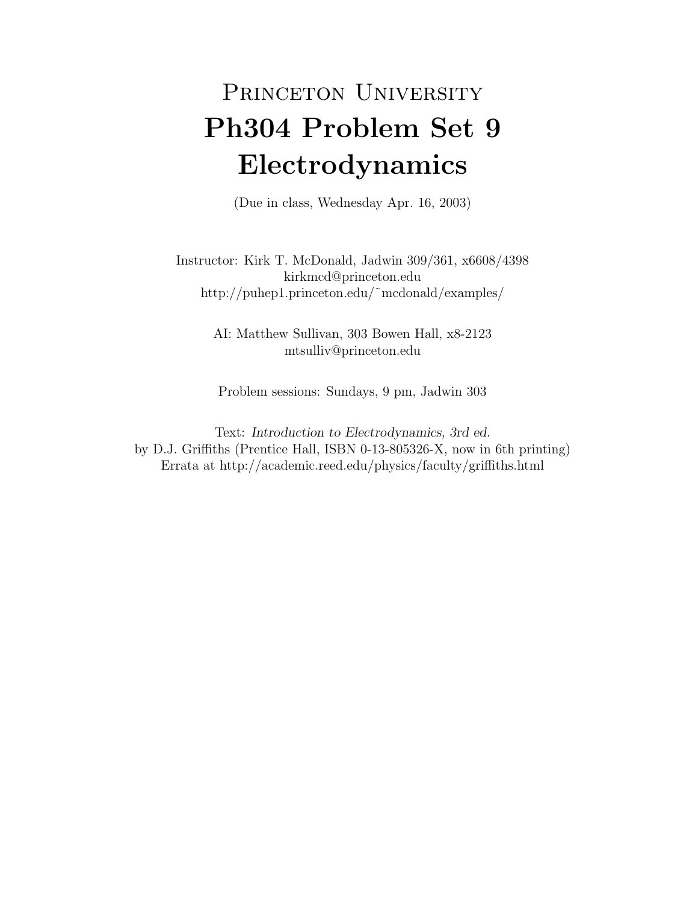# Princeton University

# Ph304 Problem Set 9

# Electrodynamics

(Due in class, Wednesday Apr. 16, 2003)

Instructor: Kirk T. McDonald, Jadwin 309/361, x6608/4398
kirkmcd@princeton.edu
http://puhep1.princeton.edu/~mcdonald/examples/

AI: Matthew Sullivan, 303 Bowen Hall, x8-2123
mtsulliv@princeton.edu

Problem sessions: Sundays, 9 pm, Jadwin 303

Text: *Introduction to Electrodynamics, 3rd ed.*
by D.J. Griffiths (Prentice Hall, ISBN 0-13-805326-X, now in 6th printing)
Errata at http://academic.reed.edu/physics/faculty/griffiths.html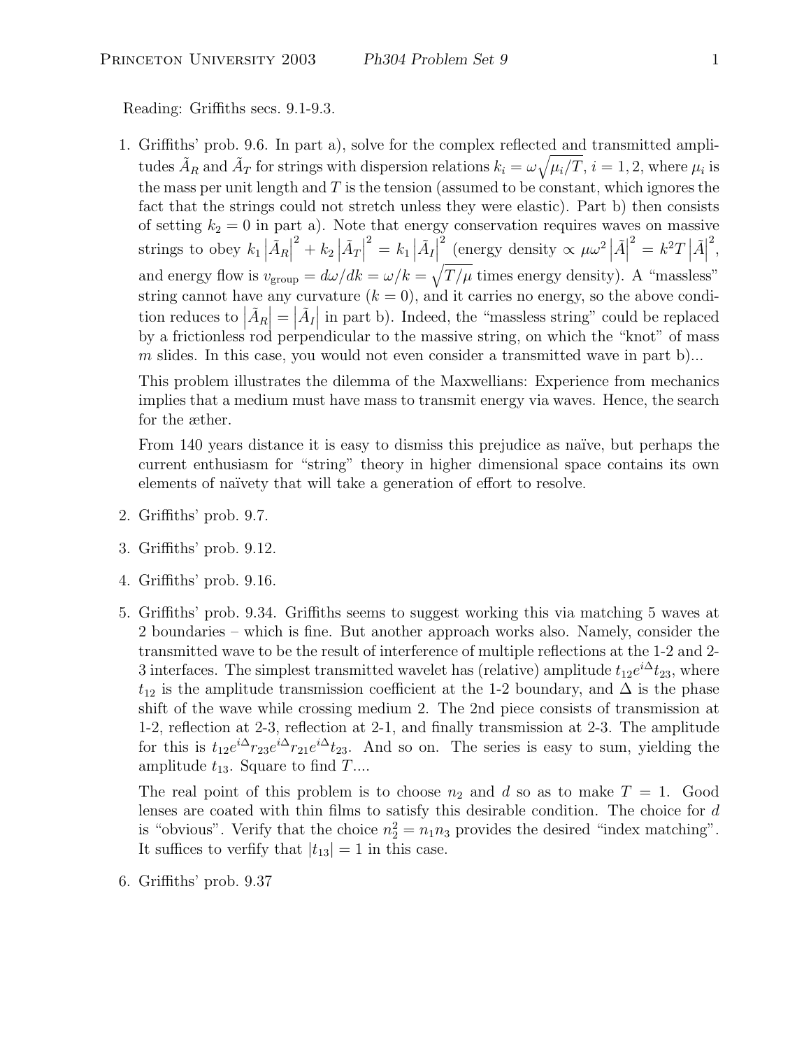Reading: Griffiths secs. 9.1-9.3.

1. Griffiths' prob. 9.6. In part a), solve for the complex reflected and transmitted amplitudes $\tilde{A}_R$ and $\tilde{A}_T$ for strings with dispersion relations $k_i = \omega\sqrt{\mu_i/T}$, $i = 1, 2$, where $\mu_i$ is the mass per unit length and $T$ is the tension (assumed to be constant, which ignores the fact that the strings could not stretch unless they were elastic). Part b) then consists of setting $k_2 = 0$ in part a). Note that energy conservation requires waves on massive strings to obey $k_1\left|\tilde{A}_R\right|^2 + k_2\left|\tilde{A}_T\right|^2 = k_1\left|\tilde{A}_I\right|^2$ (energy density $\propto \mu\omega^2\left|\tilde{A}\right|^2 = k^2 T\left|\tilde{A}\right|^2$, and energy flow is $v_{\text{group}} = d\omega/dk = \omega/k = \sqrt{T/\mu}$ times energy density). A "massless" string cannot have any curvature ($k = 0$), and it carries no energy, so the above condition reduces to $\left|\tilde{A}_R\right| = \left|\tilde{A}_I\right|$ in part b). Indeed, the "massless string" could be replaced by a frictionless rod perpendicular to the massive string, on which the "knot" of mass $m$ slides. In this case, you would not even consider a transmitted wave in part b)...

   This problem illustrates the dilemma of the Maxwellians: Experience from mechanics implies that a medium must have mass to transmit energy via waves. Hence, the search for the æther.

   From 140 years distance it is easy to dismiss this prejudice as naïve, but perhaps the current enthusiasm for "string" theory in higher dimensional space contains its own elements of naïvety that will take a generation of effort to resolve.

2. Griffiths' prob. 9.7.

3. Griffiths' prob. 9.12.

4. Griffiths' prob. 9.16.

5. Griffiths' prob. 9.34. Griffiths seems to suggest working this via matching 5 waves at 2 boundaries – which is fine. But another approach works also. Namely, consider the transmitted wave to be the result of interference of multiple reflections at the 1-2 and 2-3 interfaces. The simplest transmitted wavelet has (relative) amplitude $t_{12}e^{i\Delta}t_{23}$, where $t_{12}$ is the amplitude transmission coefficient at the 1-2 boundary, and $\Delta$ is the phase shift of the wave while crossing medium 2. The 2nd piece consists of transmission at 1-2, reflection at 2-3, reflection at 2-1, and finally transmission at 2-3. The amplitude for this is $t_{12}e^{i\Delta}r_{23}e^{i\Delta}r_{21}e^{i\Delta}t_{23}$. And so on. The series is easy to sum, yielding the amplitude $t_{13}$. Square to find $T$....

   The real point of this problem is to choose $n_2$ and $d$ so as to make $T = 1$. Good lenses are coated with thin films to satisfy this desirable condition. The choice for $d$ is "obvious". Verify that the choice $n_2^2 = n_1 n_3$ provides the desired "index matching". It suffices to verfify that $|t_{13}| = 1$ in this case.

6. Griffiths' prob. 9.37